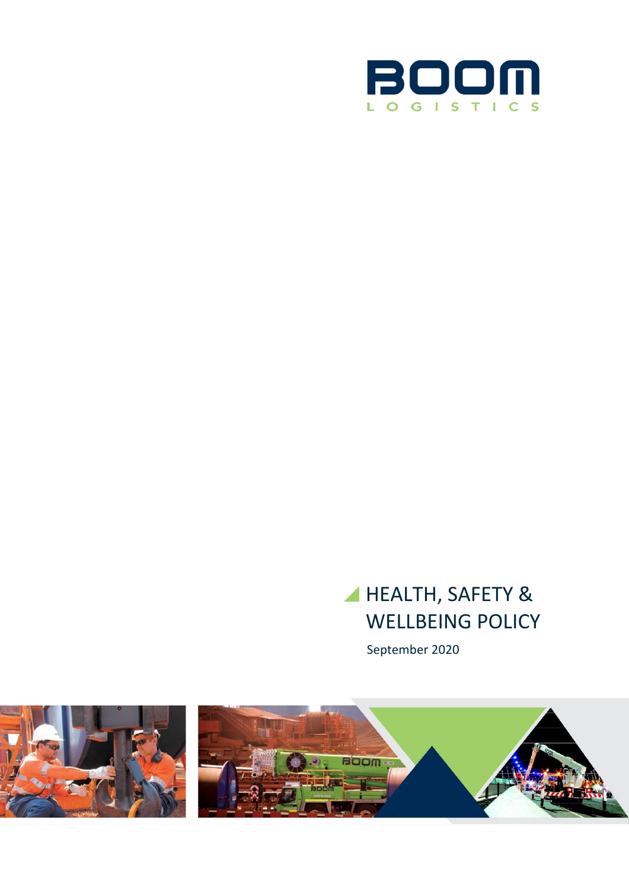BOOM

LOGISTICS

# HEALTH, SAFETY & WELLBEING POLICY

September 2020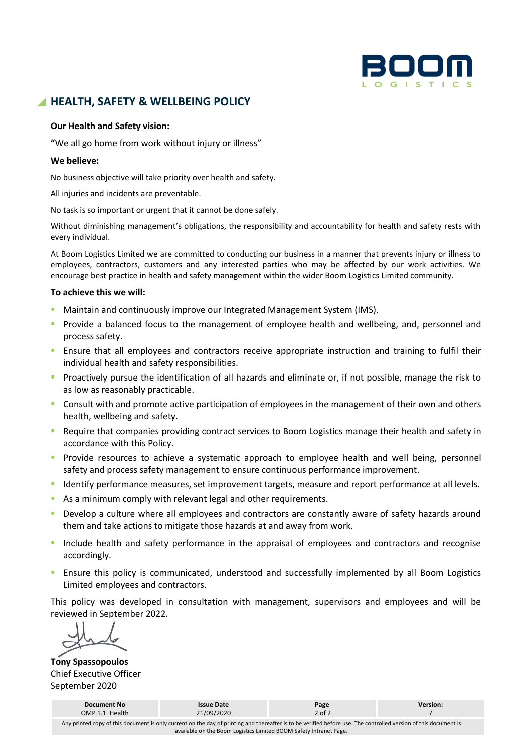## HEALTH, SAFETY & WELLBEING POLICY

**Our Health and Safety vision:**

**"**We all go home from work without injury or illness"

**We believe:**

No business objective will take priority over health and safety.

All injuries and incidents are preventable.

No task is so important or urgent that it cannot be done safely.

Without diminishing management's obligations, the responsibility and accountability for health and safety rests with every individual.

At Boom Logistics Limited we are committed to conducting our business in a manner that prevents injury or illness to employees, contractors, customers and any interested parties who may be affected by our work activities. We encourage best practice in health and safety management within the wider Boom Logistics Limited community.

**To achieve this we will:**

- Maintain and continuously improve our Integrated Management System (IMS).
- Provide a balanced focus to the management of employee health and wellbeing, and, personnel and process safety.
- Ensure that all employees and contractors receive appropriate instruction and training to fulfil their individual health and safety responsibilities.
- Proactively pursue the identification of all hazards and eliminate or, if not possible, manage the risk to as low as reasonably practicable.
- Consult with and promote active participation of employees in the management of their own and others health, wellbeing and safety.
- Require that companies providing contract services to Boom Logistics manage their health and safety in accordance with this Policy.
- Provide resources to achieve a systematic approach to employee health and well being, personnel safety and process safety management to ensure continuous performance improvement.
- Identify performance measures, set improvement targets, measure and report performance at all levels.
- As a minimum comply with relevant legal and other requirements.
- Develop a culture where all employees and contractors are constantly aware of safety hazards around them and take actions to mitigate those hazards at and away from work.
- Include health and safety performance in the appraisal of employees and contractors and recognise accordingly.
- Ensure this policy is communicated, understood and successfully implemented by all Boom Logistics Limited employees and contractors.

This policy was developed in consultation with management, supervisors and employees and will be reviewed in September 2022.

**Tony Spassopoulos**
Chief Executive Officer
September 2020

| Document No | Issue Date | Page | Version: |
| --- | --- | --- | --- |
| OMP 1.1 Health | 21/09/2020 | 2 of 2 | 7 |

Any printed copy of this document is only current on the day of printing and thereafter is to be verified before use. The controlled version of this document is available on the Boom Logistics Limited BOOM Safety Intranet Page.